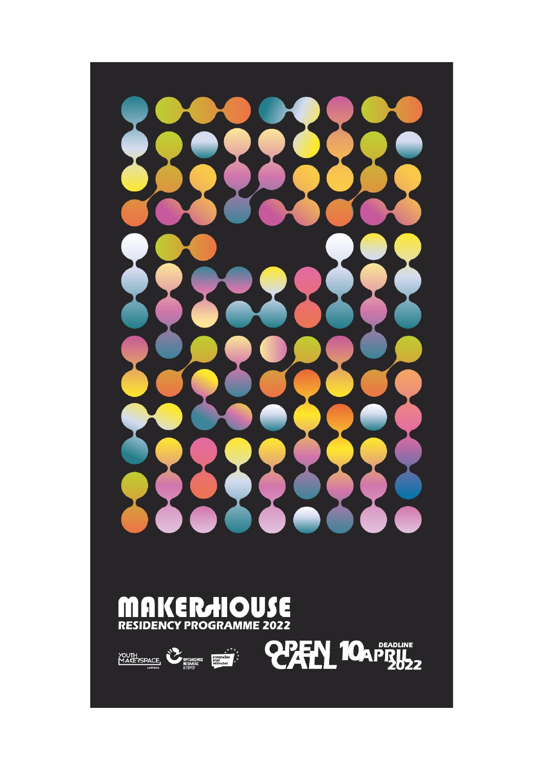# MAKERHOUSE

**RESIDENCY PROGRAMME 2022**

YOUTH MAKERSPACE LARNAKA

ΟΡΓΑΝΙΣΜΟΣ ΝΕΟΛΑΙΑΣ ΚΥΠΡΟΥ

ΕΥΡΩΠΑΪΚΟ ΕΤΟΣ ΝΕΟΛΑΙΑΣ

**OPEN CALL**

**DEADLINE 10 APRIL 2022**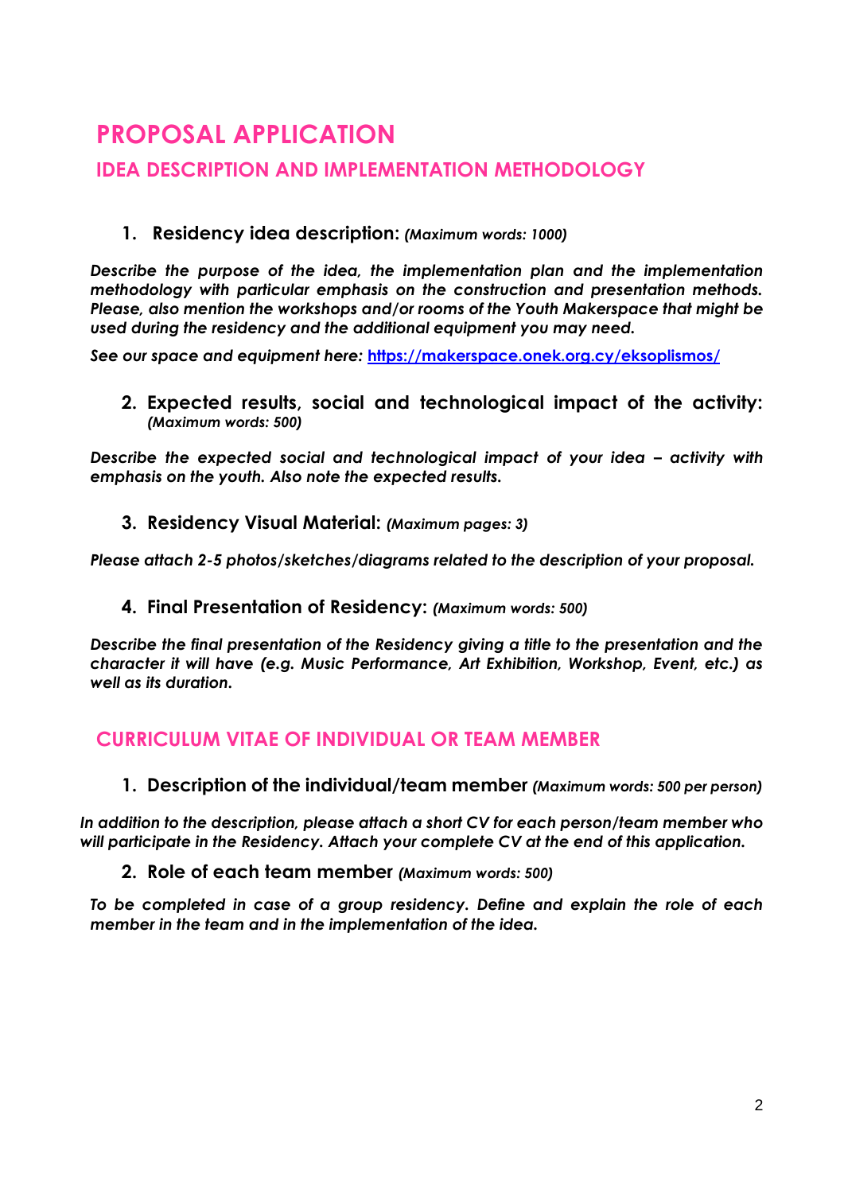# PROPOSAL APPLICATION

## IDEA DESCRIPTION AND IMPLEMENTATION METHODOLOGY

### 1. Residency idea description: *(Maximum words: 1000)*

***Describe the purpose of the idea, the implementation plan and the implementation methodology with particular emphasis on the construction and presentation methods. Please, also mention the workshops and/or rooms of the Youth Makerspace that might be used during the residency and the additional equipment you may need.***

***See our space and equipment here:*** **[https://makerspace.onek.org.cy/eksoplismos/](https://makerspace.onek.org.cy/eksoplismos/)**

### 2. Expected results, social and technological impact of the activity: *(Maximum words: 500)*

***Describe the expected social and technological impact of your idea – activity with emphasis on the youth. Also note the expected results.***

### 3. Residency Visual Material: *(Maximum pages: 3)*

***Please attach 2-5 photos/sketches/diagrams related to the description of your proposal.***

### 4. Final Presentation of Residency: *(Maximum words: 500)*

***Describe the final presentation of the Residency giving a title to the presentation and the character it will have (e.g. Music Performance, Art Exhibition, Workshop, Event, etc.) as well as its duration.***

## CURRICULUM VITAE OF INDIVIDUAL OR TEAM MEMBER

### 1. Description of the individual/team member *(Maximum words: 500 per person)*

***In addition to the description, please attach a short CV for each person/team member who will participate in the Residency. Attach your complete CV at the end of this application.***

### 2. Role of each team member *(Maximum words: 500)*

***To be completed in case of a group residency. Define and explain the role of each member in the team and in the implementation of the idea.***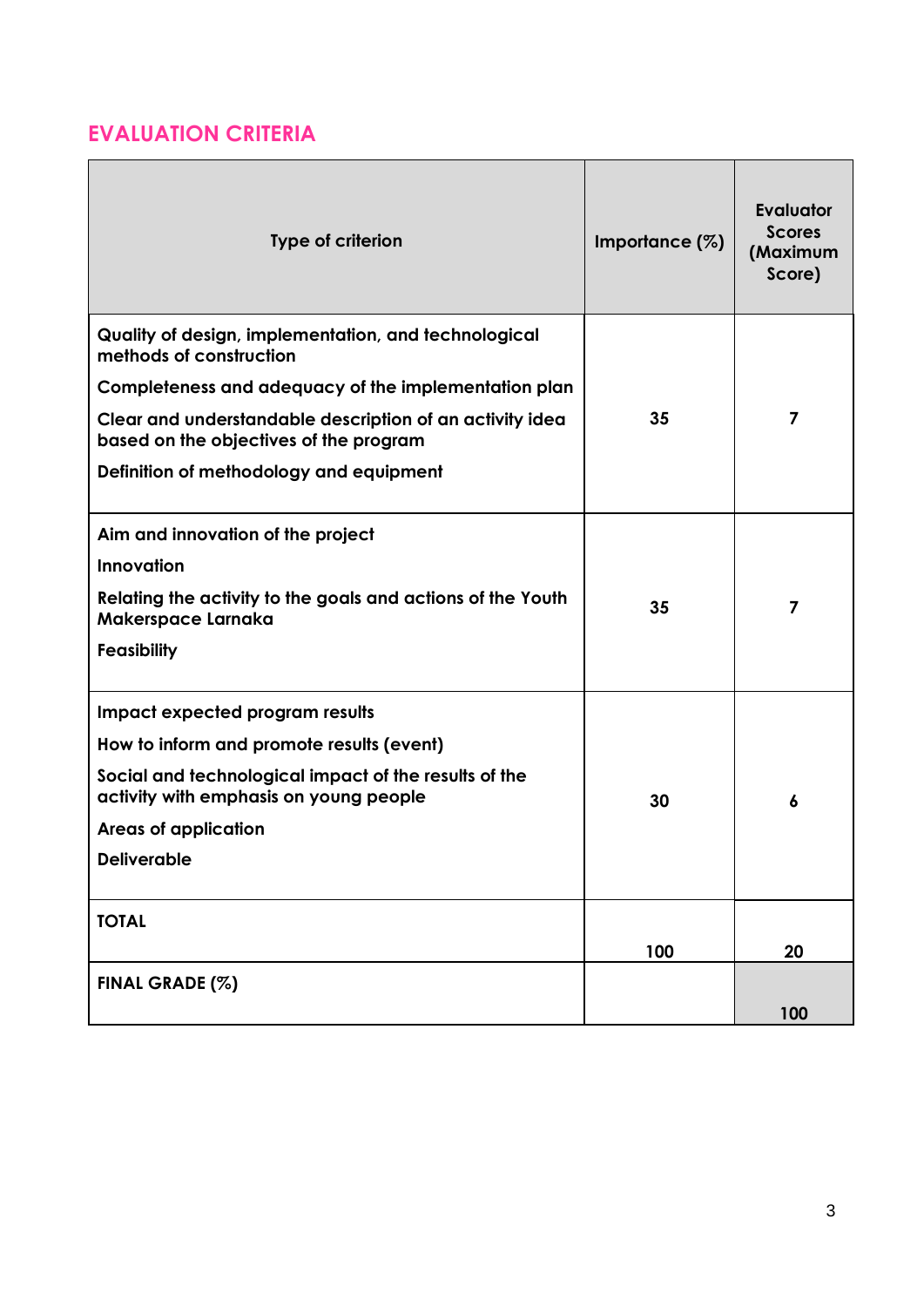## EVALUATION CRITERIA

| Type of criterion | Importance (%) | Evaluator Scores (Maximum Score) |
| --- | --- | --- |
| **Quality of design, implementation, and technological methods of construction**<br>**Completeness and adequacy of the implementation plan**<br>**Clear and understandable description of an activity idea based on the objectives of the program**<br>**Definition of methodology and equipment** | **35** | **7** |
| **Aim and innovation of the project**<br>**Innovation**<br>**Relating the activity to the goals and actions of the Youth Makerspace Larnaka**<br>**Feasibility** | **35** | **7** |
| **Impact expected program results**<br>**How to inform and promote results (event)**<br>**Social and technological impact of the results of the activity with emphasis on young people**<br>**Areas of application**<br>**Deliverable** | **30** | **6** |
| **TOTAL** | **100** | **20** |
| **FINAL GRADE (%)** | | **100** |